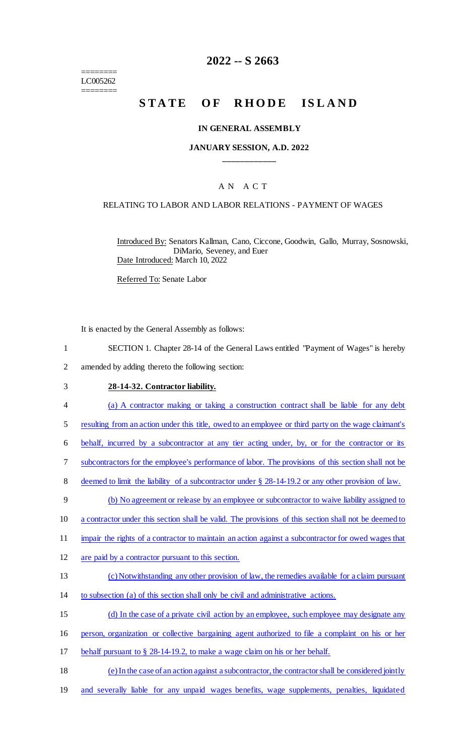========
LC005262
========

# 2022 -- S 2663

# STATE OF RHODE ISLAND

## IN GENERAL ASSEMBLY

### JANUARY SESSION, A.D. 2022

____________

## A N A C T

### RELATING TO LABOR AND LABOR RELATIONS - PAYMENT OF WAGES

Introduced By: Senators Kallman, Cano, Ciccone, Goodwin, Gallo, Murray, Sosnowski, DiMario, Seveney, and Euer

Date Introduced: March 10, 2022

Referred To: Senate Labor

It is enacted by the General Assembly as follows:

1 SECTION 1. Chapter 28-14 of the General Laws entitled "Payment of Wages" is hereby
2 amended by adding thereto the following section:

3 **28-14-32. Contractor liability.**

4 (a) A contractor making or taking a construction contract shall be liable for any debt
5 resulting from an action under this title, owed to an employee or third party on the wage claimant's
6 behalf, incurred by a subcontractor at any tier acting under, by, or for the contractor or its
7 subcontractors for the employee's performance of labor. The provisions of this section shall not be
8 deemed to limit the liability of a subcontractor under § 28-14-19.2 or any other provision of law.

9 (b) No agreement or release by an employee or subcontractor to waive liability assigned to
10 a contractor under this section shall be valid. The provisions of this section shall not be deemed to
11 impair the rights of a contractor to maintain an action against a subcontractor for owed wages that
12 are paid by a contractor pursuant to this section.

13 (c) Notwithstanding any other provision of law, the remedies available for a claim pursuant
14 to subsection (a) of this section shall only be civil and administrative actions.

15 (d) In the case of a private civil action by an employee, such employee may designate any
16 person, organization or collective bargaining agent authorized to file a complaint on his or her
17 behalf pursuant to § 28-14-19.2, to make a wage claim on his or her behalf.

18 (e) In the case of an action against a subcontractor, the contractor shall be considered jointly
19 and severally liable for any unpaid wages benefits, wage supplements, penalties, liquidated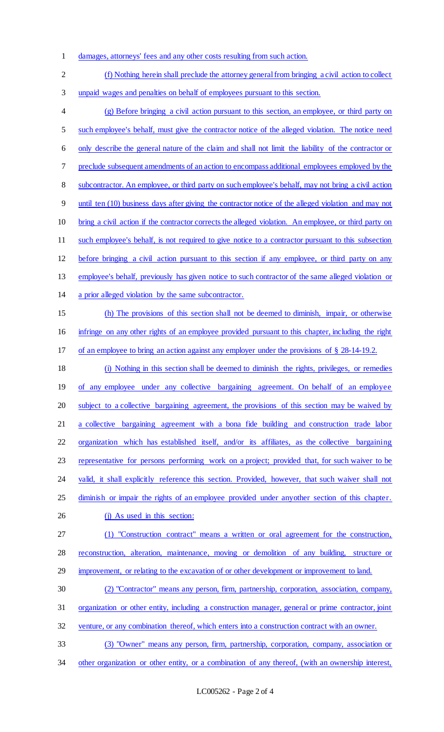damages, attorneys' fees and any other costs resulting from such action.

(f) Nothing herein shall preclude the attorney general from bringing a civil action to collect unpaid wages and penalties on behalf of employees pursuant to this section.

(g) Before bringing a civil action pursuant to this section, an employee, or third party on such employee's behalf, must give the contractor notice of the alleged violation. The notice need only describe the general nature of the claim and shall not limit the liability of the contractor or preclude subsequent amendments of an action to encompass additional employees employed by the subcontractor. An employee, or third party on such employee's behalf, may not bring a civil action until ten (10) business days after giving the contractor notice of the alleged violation and may not bring a civil action if the contractor corrects the alleged violation. An employee, or third party on such employee's behalf, is not required to give notice to a contractor pursuant to this subsection before bringing a civil action pursuant to this section if any employee, or third party on any employee's behalf, previously has given notice to such contractor of the same alleged violation or a prior alleged violation by the same subcontractor.

(h) The provisions of this section shall not be deemed to diminish, impair, or otherwise infringe on any other rights of an employee provided pursuant to this chapter, including the right of an employee to bring an action against any employer under the provisions of § 28-14-19.2.

(i) Nothing in this section shall be deemed to diminish the rights, privileges, or remedies of any employee under any collective bargaining agreement. On behalf of an employee subject to a collective bargaining agreement, the provisions of this section may be waived by a collective bargaining agreement with a bona fide building and construction trade labor organization which has established itself, and/or its affiliates, as the collective bargaining representative for persons performing work on a project; provided that, for such waiver to be valid, it shall explicitly reference this section. Provided, however, that such waiver shall not diminish or impair the rights of an employee provided under anyother section of this chapter.

(j) As used in this section:

(1) "Construction contract" means a written or oral agreement for the construction, reconstruction, alteration, maintenance, moving or demolition of any building, structure or improvement, or relating to the excavation of or other development or improvement to land.

(2) "Contractor" means any person, firm, partnership, corporation, association, company, organization or other entity, including a construction manager, general or prime contractor, joint venture, or any combination thereof, which enters into a construction contract with an owner.

(3) "Owner" means any person, firm, partnership, corporation, company, association or other organization or other entity, or a combination of any thereof, (with an ownership interest,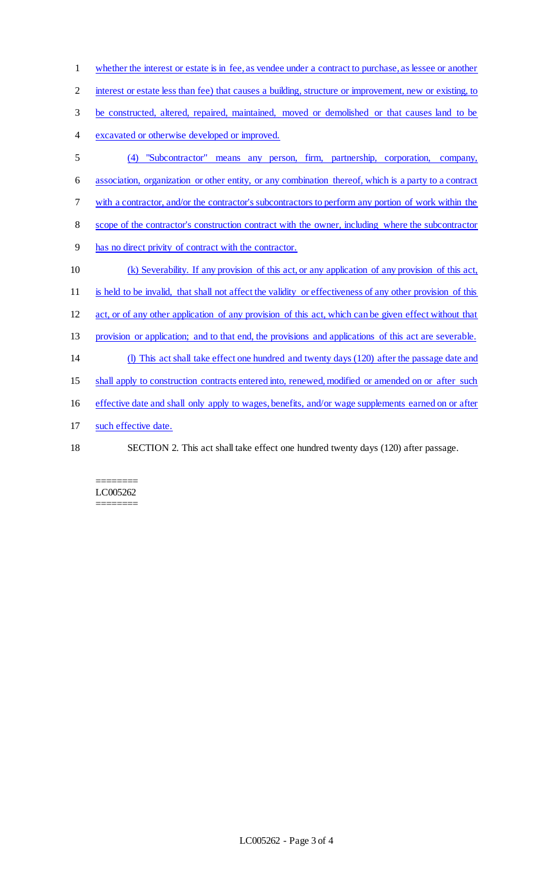whether the interest or estate is in fee, as vendee under a contract to purchase, as lessee or another interest or estate less than fee) that causes a building, structure or improvement, new or existing, to be constructed, altered, repaired, maintained, moved or demolished or that causes land to be excavated or otherwise developed or improved.

(4) "Subcontractor" means any person, firm, partnership, corporation, company, association, organization or other entity, or any combination thereof, which is a party to a contract with a contractor, and/or the contractor's subcontractors to perform any portion of work within the scope of the contractor's construction contract with the owner, including where the subcontractor has no direct privity of contract with the contractor.

(k) Severability. If any provision of this act, or any application of any provision of this act, is held to be invalid, that shall not affect the validity or effectiveness of any other provision of this act, or of any other application of any provision of this act, which can be given effect without that provision or application; and to that end, the provisions and applications of this act are severable.

(l) This act shall take effect one hundred and twenty days (120) after the passage date and shall apply to construction contracts entered into, renewed, modified or amended on or after such effective date and shall only apply to wages, benefits, and/or wage supplements earned on or after such effective date.

SECTION 2. This act shall take effect one hundred twenty days (120) after passage.

========
LC005262
========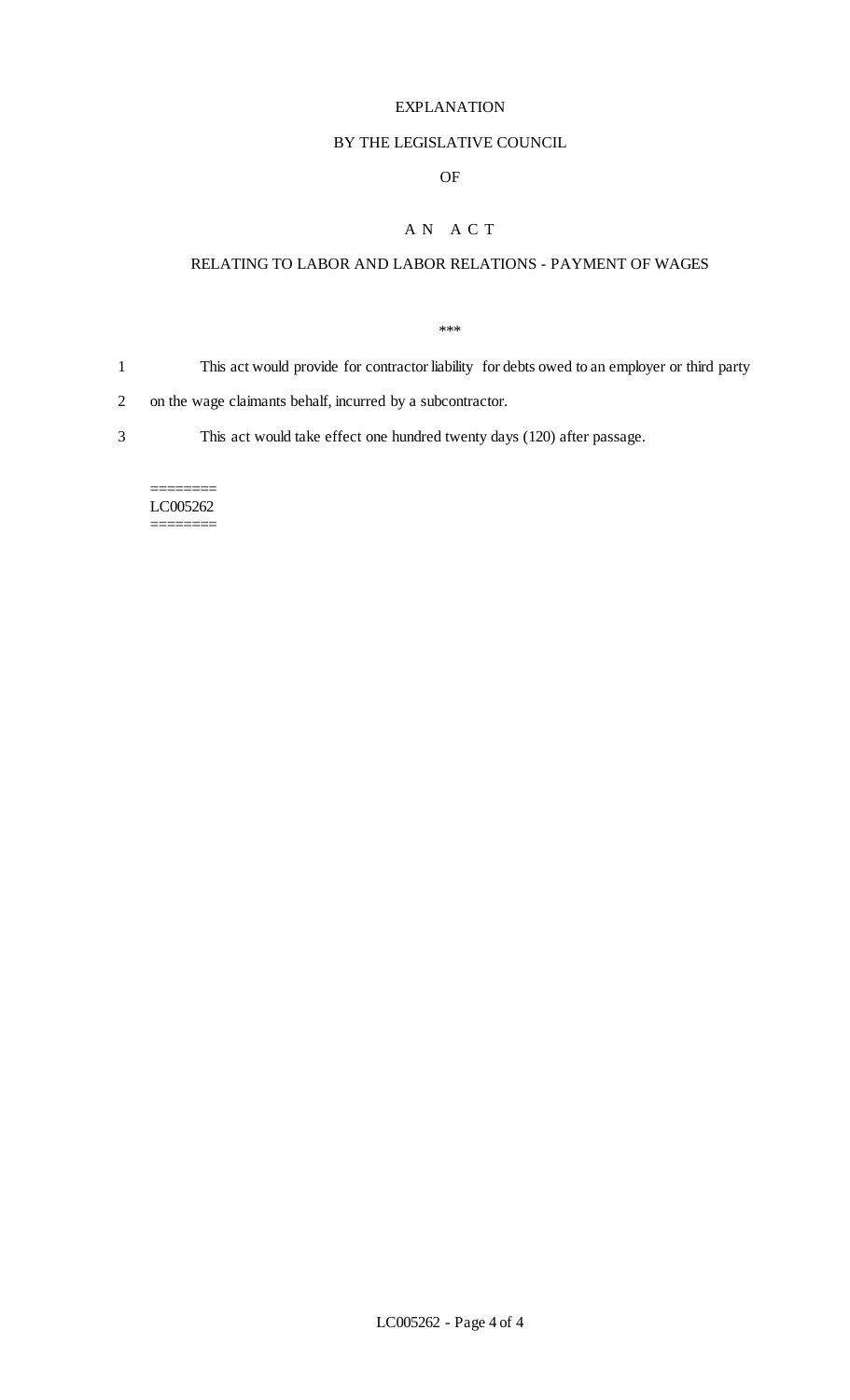EXPLANATION

BY THE LEGISLATIVE COUNCIL

OF

A N A C T

RELATING TO LABOR AND LABOR RELATIONS - PAYMENT OF WAGES

***

1 This act would provide for contractor liability for debts owed to an employer or third party

2 on the wage claimants behalf, incurred by a subcontractor.

3 This act would take effect one hundred twenty days (120) after passage.

========
LC005262
========